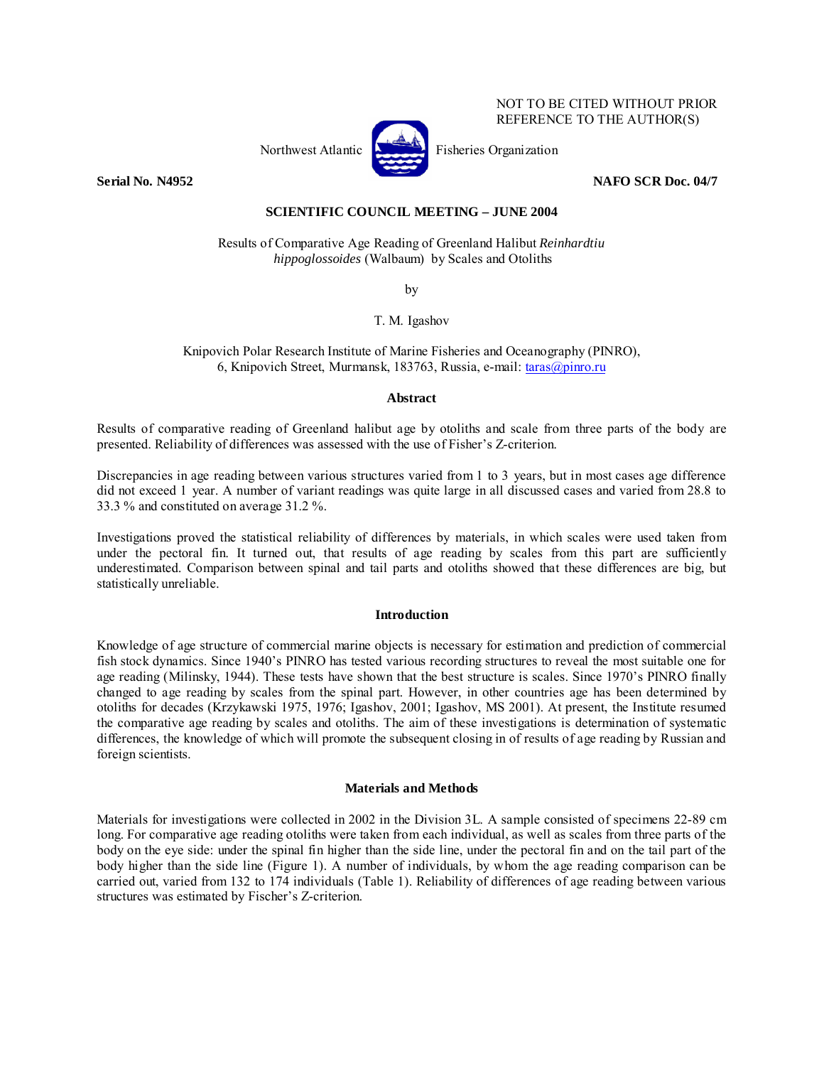NOT TO BE CITED WITHOUT PRIOR REFERENCE TO THE AUTHOR(S)

Northwest Atlantic Fisheries Organization

**Serial No. N4952** **NAFO SCR Doc. 04/7**

**SCIENTIFIC COUNCIL MEETING – JUNE 2004**

# Results of Comparative Age Reading of Greenland Halibut *Reinhardtiu hippoglossoides* (Walbaum) by Scales and Otoliths

by

T. M. Igashov

Knipovich Polar Research Institute of Marine Fisheries and Oceanography (PINRO), 6, Knipovich Street, Murmansk, 183763, Russia, e-mail: taras@pinro.ru

## Abstract

Results of comparative reading of Greenland halibut age by otoliths and scale from three parts of the body are presented. Reliability of differences was assessed with the use of Fisher's Z-criterion.

Discrepancies in age reading between various structures varied from 1 to 3 years, but in most cases age difference did not exceed 1 year. A number of variant readings was quite large in all discussed cases and varied from 28.8 to 33.3 % and constituted on average 31.2 %.

Investigations proved the statistical reliability of differences by materials, in which scales were used taken from under the pectoral fin. It turned out, that results of age reading by scales from this part are sufficiently underestimated. Comparison between spinal and tail parts and otoliths showed that these differences are big, but statistically unreliable.

## Introduction

Knowledge of age structure of commercial marine objects is necessary for estimation and prediction of commercial fish stock dynamics. Since 1940's PINRO has tested various recording structures to reveal the most suitable one for age reading (Milinsky, 1944). These tests have shown that the best structure is scales. Since 1970's PINRO finally changed to age reading by scales from the spinal part. However, in other countries age has been determined by otoliths for decades (Krzykawski 1975, 1976; Igashov, 2001; Igashov, MS 2001). At present, the Institute resumed the comparative age reading by scales and otoliths. The aim of these investigations is determination of systematic differences, the knowledge of which will promote the subsequent closing in of results of age reading by Russian and foreign scientists.

## Materials and Methods

Materials for investigations were collected in 2002 in the Division 3L. A sample consisted of specimens 22-89 cm long. For comparative age reading otoliths were taken from each individual, as well as scales from three parts of the body on the eye side: under the spinal fin higher than the side line, under the pectoral fin and on the tail part of the body higher than the side line (Figure 1). A number of individuals, by whom the age reading comparison can be carried out, varied from 132 to 174 individuals (Table 1). Reliability of differences of age reading between various structures was estimated by Fischer's Z-criterion.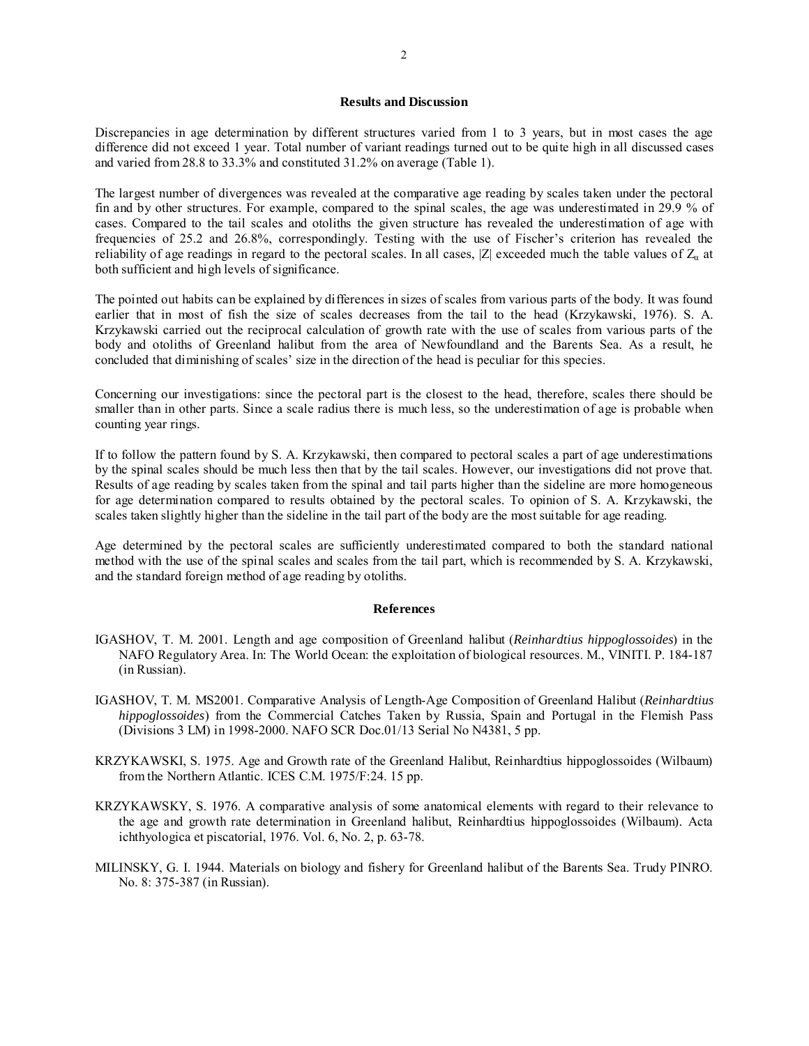## Results and Discussion

Discrepancies in age determination by different structures varied from 1 to 3 years, but in most cases the age difference did not exceed 1 year. Total number of variant readings turned out to be quite high in all discussed cases and varied from 28.8 to 33.3% and constituted 31.2% on average (Table 1).

The largest number of divergences was revealed at the comparative age reading by scales taken under the pectoral fin and by other structures. For example, compared to the spinal scales, the age was underestimated in 29.9 % of cases. Compared to the tail scales and otoliths the given structure has revealed the underestimation of age with frequencies of 25.2 and 26.8%, correspondingly. Testing with the use of Fischer's criterion has revealed the reliability of age readings in regard to the pectoral scales. In all cases, $|Z|$ exceeded much the table values of $Z_\alpha$ at both sufficient and high levels of significance.

The pointed out habits can be explained by differences in sizes of scales from various parts of the body. It was found earlier that in most of fish the size of scales decreases from the tail to the head (Krzykawski, 1976). S. A. Krzykawski carried out the reciprocal calculation of growth rate with the use of scales from various parts of the body and otoliths of Greenland halibut from the area of Newfoundland and the Barents Sea. As a result, he concluded that diminishing of scales' size in the direction of the head is peculiar for this species.

Concerning our investigations: since the pectoral part is the closest to the head, therefore, scales there should be smaller than in other parts. Since a scale radius there is much less, so the underestimation of age is probable when counting year rings.

If to follow the pattern found by S. A. Krzykawski, then compared to pectoral scales a part of age underestimations by the spinal scales should be much less then that by the tail scales. However, our investigations did not prove that. Results of age reading by scales taken from the spinal and tail parts higher than the sideline are more homogeneous for age determination compared to results obtained by the pectoral scales. To opinion of S. A. Krzykawski, the scales taken slightly higher than the sideline in the tail part of the body are the most suitable for age reading.

Age determined by the pectoral scales are sufficiently underestimated compared to both the standard national method with the use of the spinal scales and scales from the tail part, which is recommended by S. A. Krzykawski, and the standard foreign method of age reading by otoliths.

## References

IGASHOV, T. M. 2001. Length and age composition of Greenland halibut (*Reinhardtius hippoglossoides*) in the NAFO Regulatory Area. In: The World Ocean: the exploitation of biological resources. M., VINITI. P. 184-187 (in Russian).

IGASHOV, T. M. MS2001. Comparative Analysis of Length-Age Composition of Greenland Halibut (*Reinhardtius hippoglossoides*) from the Commercial Catches Taken by Russia, Spain and Portugal in the Flemish Pass (Divisions 3 LM) in 1998-2000. NAFO SCR Doc.01/13 Serial No N4381, 5 pp.

KRZYKAWSKI, S. 1975. Age and Growth rate of the Greenland Halibut, Reinhardtius hippoglossoides (Wilbaum) from the Northern Atlantic. ICES C.M. 1975/F:24. 15 pp.

KRZYKAWSKY, S. 1976. A comparative analysis of some anatomical elements with regard to their relevance to the age and growth rate determination in Greenland halibut, Reinhardtius hippoglossoides (Wilbaum). Acta ichthyologica et piscatorial, 1976. Vol. 6, No. 2, p. 63-78.

MILINSKY, G. I. 1944. Materials on biology and fishery for Greenland halibut of the Barents Sea. Trudy PINRO. No. 8: 375-387 (in Russian).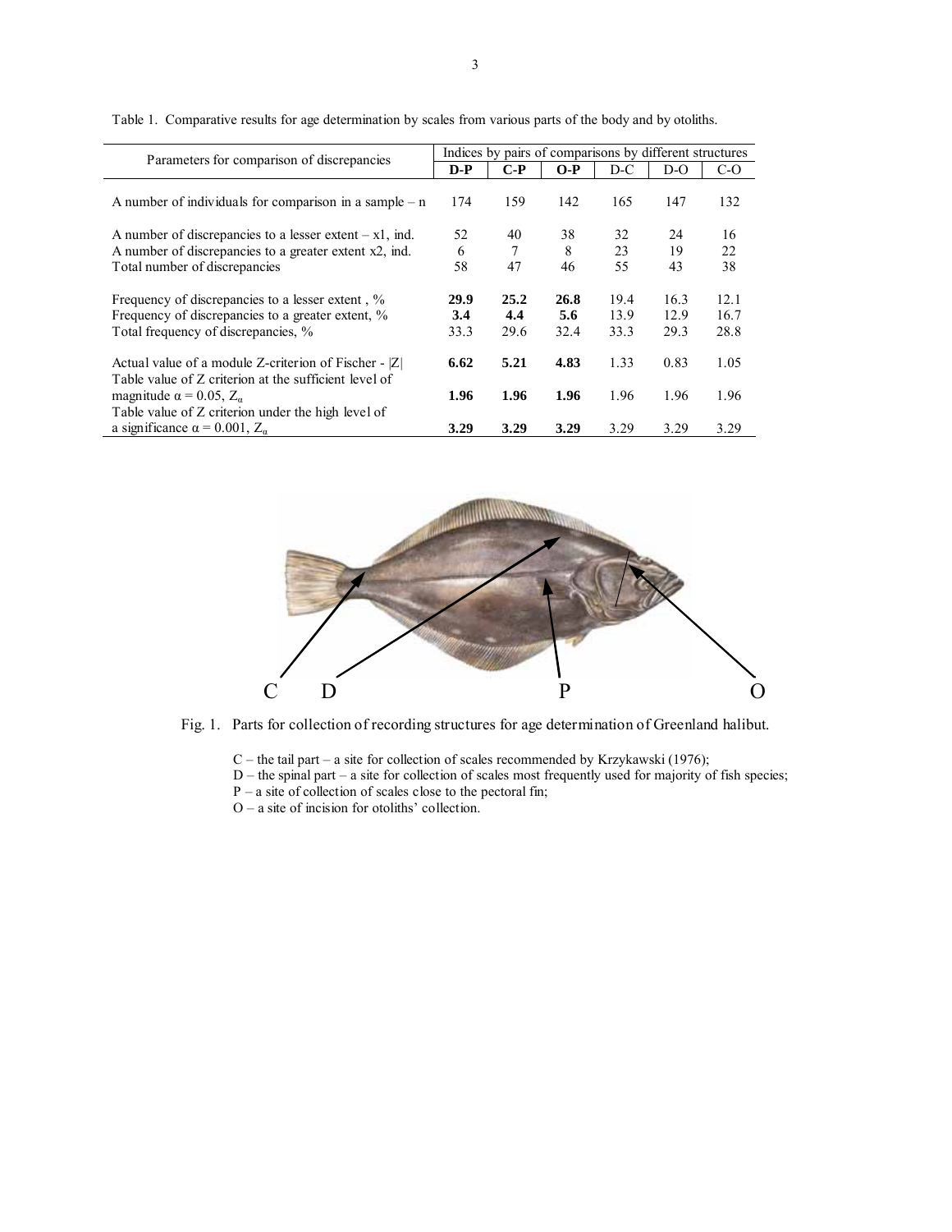Table 1. Comparative results for age determination by scales from various parts of the body and by otoliths.

| Parameters for comparison of discrepancies | Indices by pairs of comparisons by different structures | | | | | |
|---|---|---|---|---|---|---|
| | **D-P** | **C-P** | **O-P** | D-C | D-O | C-O |
| A number of individuals for comparison in a sample – n | 174 | 159 | 142 | 165 | 147 | 132 |
| A number of discrepancies to a lesser extent – x1, ind. | 52 | 40 | 38 | 32 | 24 | 16 |
| A number of discrepancies to a greater extent x2, ind. | 6 | 7 | 8 | 23 | 19 | 22 |
| Total number of discrepancies | 58 | 47 | 46 | 55 | 43 | 38 |
| Frequency of discrepancies to a lesser extent , % | **29.9** | **25.2** | **26.8** | 19.4 | 16.3 | 12.1 |
| Frequency of discrepancies to a greater extent, % | **3.4** | **4.4** | **5.6** | 13.9 | 12.9 | 16.7 |
| Total frequency of discrepancies, % | 33.3 | 29.6 | 32.4 | 33.3 | 29.3 | 28.8 |
| Actual value of a module Z-criterion of Fischer - $\lvert Z \rvert$ | **6.62** | **5.21** | **4.83** | 1.33 | 0.83 | 1.05 |
| Table value of Z criterion at the sufficient level of magnitude $\alpha = 0.05$, $Z_{\alpha}$ | **1.96** | **1.96** | **1.96** | 1.96 | 1.96 | 1.96 |
| Table value of Z criterion under the high level of a significance $\alpha = 0.001$, $Z_{\alpha}$ | **3.29** | **3.29** | **3.29** | 3.29 | 3.29 | 3.29 |

C D P O

Fig. 1. Parts for collection of recording structures for age determination of Greenland halibut.

C – the tail part – a site for collection of scales recommended by Krzykawski (1976);
D – the spinal part – a site for collection of scales most frequently used for majority of fish species;
P – a site of collection of scales close to the pectoral fin;
O – a site of incision for otoliths' collection.